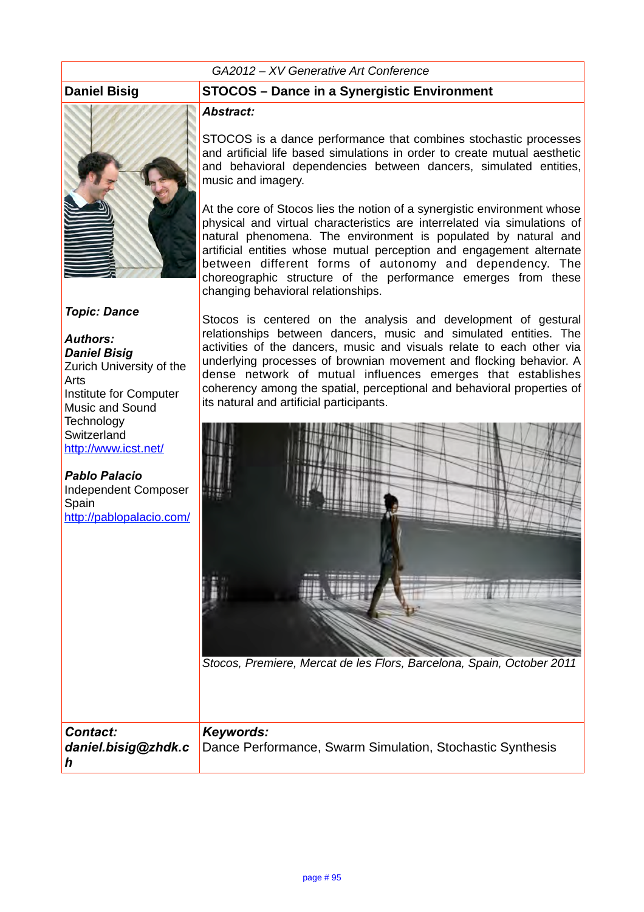## Daniel Bisig

## STOCOS – Dance in a Synergistic Environment

***Abstract:***

STOCOS is a dance performance that combines stochastic processes and artificial life based simulations in order to create mutual aesthetic and behavioral dependencies between dancers, simulated entities, music and imagery.

At the core of Stocos lies the notion of a synergistic environment whose physical and virtual characteristics are interrelated via simulations of natural phenomena. The environment is populated by natural and artificial entities whose mutual perception and engagement alternate between different forms of autonomy and dependency. The choreographic structure of the performance emerges from these changing behavioral relationships.

Stocos is centered on the analysis and development of gestural relationships between dancers, music and simulated entities. The activities of the dancers, music and visuals relate to each other via underlying processes of brownian movement and flocking behavior. A dense network of mutual influences emerges that establishes coherency among the spatial, perceptional and behavioral properties of its natural and artificial participants.

*Stocos, Premiere, Mercat de les Flors, Barcelona, Spain, October 2011*

***Topic: Dance***

***Authors:***

***Daniel Bisig***
Zurich University of the Arts
Institute for Computer Music and Sound Technology
Switzerland
http://www.icst.net/

***Pablo Palacio***
Independent Composer
Spain
http://pablopalacio.com/

***Contact:***
***daniel.bisig@zhdk.ch***

***Keywords:***
Dance Performance, Swarm Simulation, Stochastic Synthesis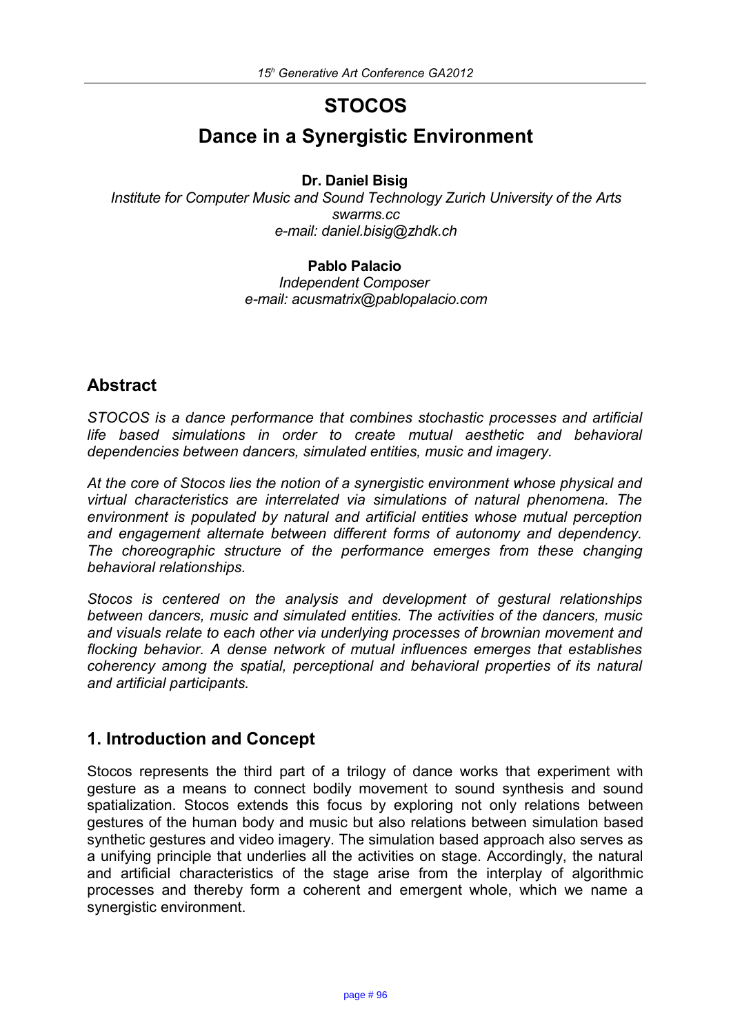# STOCOS

# Dance in a Synergistic Environment

**Dr. Daniel Bisig**

*Institute for Computer Music and Sound Technology Zurich University of the Arts*
*swarms.cc*
*e-mail: daniel.bisig@zhdk.ch*

**Pablo Palacio**

*Independent Composer*
*e-mail: acusmatrix@pablopalacio.com*

## Abstract

*STOCOS is a dance performance that combines stochastic processes and artificial life based simulations in order to create mutual aesthetic and behavioral dependencies between dancers, simulated entities, music and imagery.*

*At the core of Stocos lies the notion of a synergistic environment whose physical and virtual characteristics are interrelated via simulations of natural phenomena. The environment is populated by natural and artificial entities whose mutual perception and engagement alternate between different forms of autonomy and dependency. The choreographic structure of the performance emerges from these changing behavioral relationships.*

*Stocos is centered on the analysis and development of gestural relationships between dancers, music and simulated entities. The activities of the dancers, music and visuals relate to each other via underlying processes of brownian movement and flocking behavior. A dense network of mutual influences emerges that establishes coherency among the spatial, perceptional and behavioral properties of its natural and artificial participants.*

## 1. Introduction and Concept

Stocos represents the third part of a trilogy of dance works that experiment with gesture as a means to connect bodily movement to sound synthesis and sound spatialization. Stocos extends this focus by exploring not only relations between gestures of the human body and music but also relations between simulation based synthetic gestures and video imagery. The simulation based approach also serves as a unifying principle that underlies all the activities on stage. Accordingly, the natural and artificial characteristics of the stage arise from the interplay of algorithmic processes and thereby form a coherent and emergent whole, which we name a synergistic environment.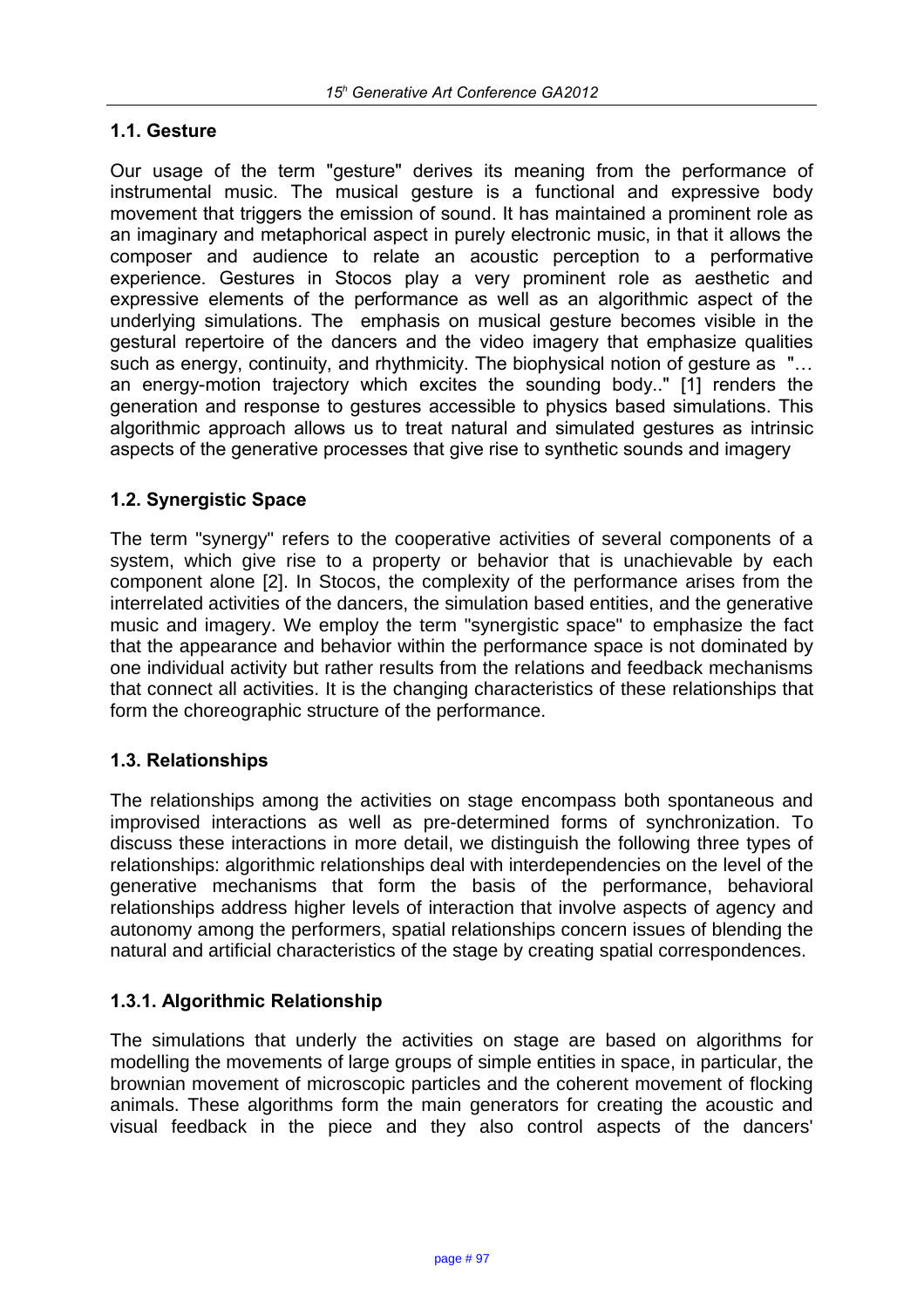### 1.1. Gesture

Our usage of the term "gesture" derives its meaning from the performance of instrumental music. The musical gesture is a functional and expressive body movement that triggers the emission of sound. It has maintained a prominent role as an imaginary and metaphorical aspect in purely electronic music, in that it allows the composer and audience to relate an acoustic perception to a performative experience. Gestures in Stocos play a very prominent role as aesthetic and expressive elements of the performance as well as an algorithmic aspect of the underlying simulations. The emphasis on musical gesture becomes visible in the gestural repertoire of the dancers and the video imagery that emphasize qualities such as energy, continuity, and rhythmicity. The biophysical notion of gesture as "… an energy-motion trajectory which excites the sounding body.." [1] renders the generation and response to gestures accessible to physics based simulations. This algorithmic approach allows us to treat natural and simulated gestures as intrinsic aspects of the generative processes that give rise to synthetic sounds and imagery

### 1.2. Synergistic Space

The term "synergy" refers to the cooperative activities of several components of a system, which give rise to a property or behavior that is unachievable by each component alone [2]. In Stocos, the complexity of the performance arises from the interrelated activities of the dancers, the simulation based entities, and the generative music and imagery. We employ the term "synergistic space" to emphasize the fact that the appearance and behavior within the performance space is not dominated by one individual activity but rather results from the relations and feedback mechanisms that connect all activities. It is the changing characteristics of these relationships that form the choreographic structure of the performance.

### 1.3. Relationships

The relationships among the activities on stage encompass both spontaneous and improvised interactions as well as pre-determined forms of synchronization. To discuss these interactions in more detail, we distinguish the following three types of relationships: algorithmic relationships deal with interdependencies on the level of the generative mechanisms that form the basis of the performance, behavioral relationships address higher levels of interaction that involve aspects of agency and autonomy among the performers, spatial relationships concern issues of blending the natural and artificial characteristics of the stage by creating spatial correspondences.

#### 1.3.1. Algorithmic Relationship

The simulations that underly the activities on stage are based on algorithms for modelling the movements of large groups of simple entities in space, in particular, the brownian movement of microscopic particles and the coherent movement of flocking animals. These algorithms form the main generators for creating the acoustic and visual feedback in the piece and they also control aspects of the dancers'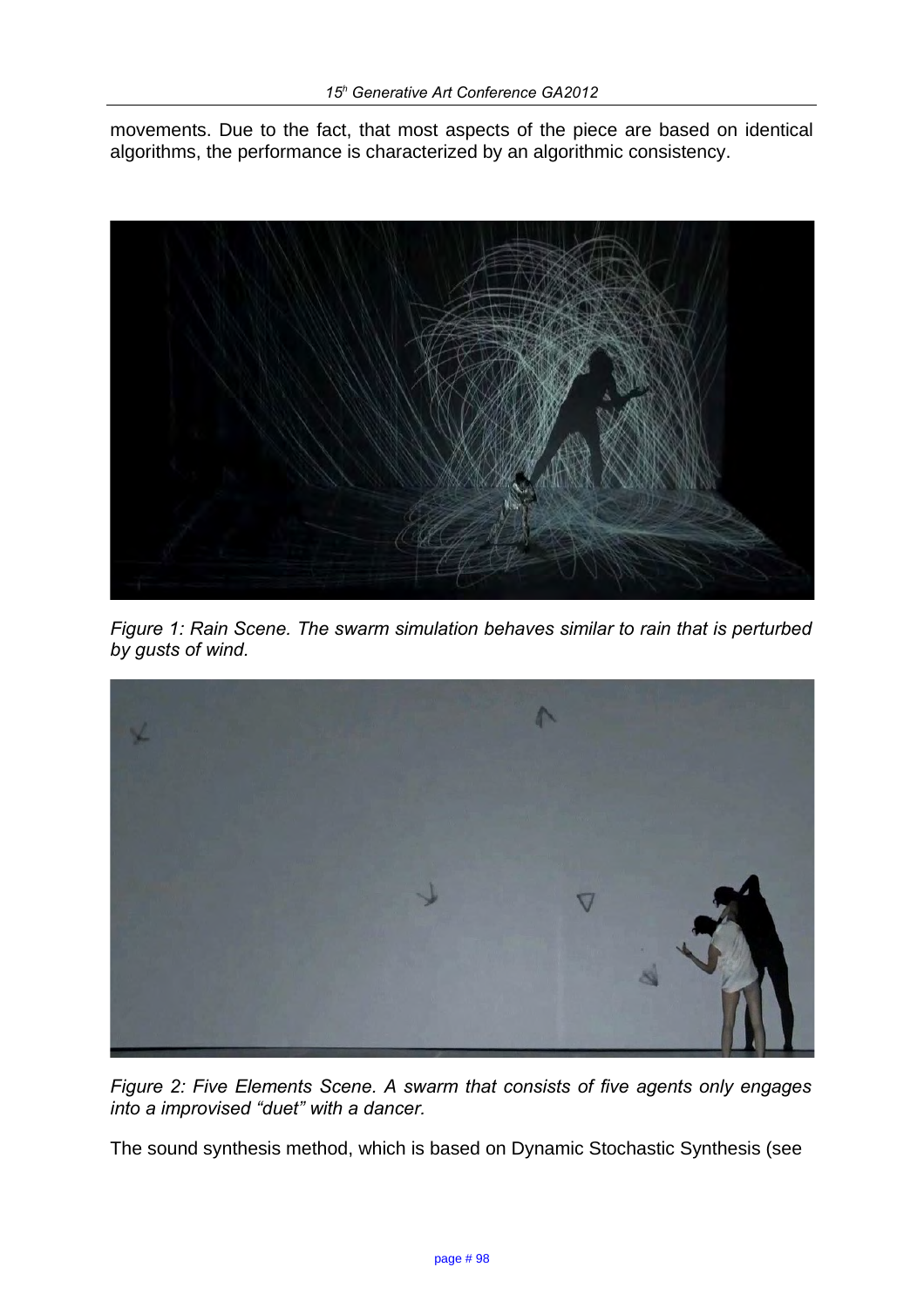movements. Due to the fact, that most aspects of the piece are based on identical algorithms, the performance is characterized by an algorithmic consistency.

*Figure 1: Rain Scene. The swarm simulation behaves similar to rain that is perturbed by gusts of wind.*

*Figure 2: Five Elements Scene. A swarm that consists of five agents only engages into a improvised "duet" with a dancer.*

The sound synthesis method, which is based on Dynamic Stochastic Synthesis (see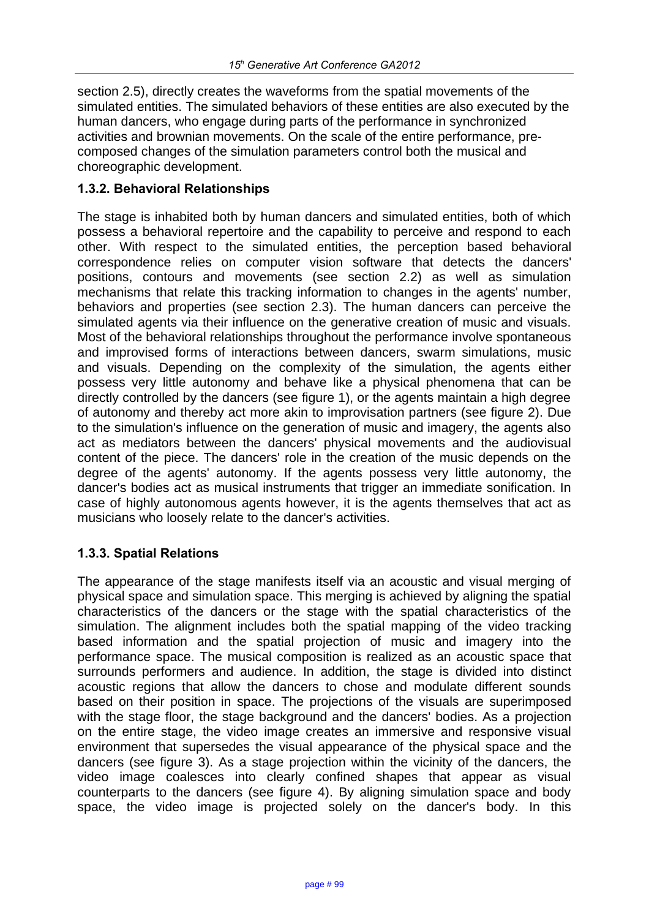section 2.5), directly creates the waveforms from the spatial movements of the simulated entities. The simulated behaviors of these entities are also executed by the human dancers, who engage during parts of the performance in synchronized activities and brownian movements. On the scale of the entire performance, pre-composed changes of the simulation parameters control both the musical and choreographic development.

### 1.3.2. Behavioral Relationships

The stage is inhabited both by human dancers and simulated entities, both of which possess a behavioral repertoire and the capability to perceive and respond to each other. With respect to the simulated entities, the perception based behavioral correspondence relies on computer vision software that detects the dancers' positions, contours and movements (see section 2.2) as well as simulation mechanisms that relate this tracking information to changes in the agents' number, behaviors and properties (see section 2.3). The human dancers can perceive the simulated agents via their influence on the generative creation of music and visuals. Most of the behavioral relationships throughout the performance involve spontaneous and improvised forms of interactions between dancers, swarm simulations, music and visuals. Depending on the complexity of the simulation, the agents either possess very little autonomy and behave like a physical phenomena that can be directly controlled by the dancers (see figure 1), or the agents maintain a high degree of autonomy and thereby act more akin to improvisation partners (see figure 2). Due to the simulation's influence on the generation of music and imagery, the agents also act as mediators between the dancers' physical movements and the audiovisual content of the piece. The dancers' role in the creation of the music depends on the degree of the agents' autonomy. If the agents possess very little autonomy, the dancer's bodies act as musical instruments that trigger an immediate sonification. In case of highly autonomous agents however, it is the agents themselves that act as musicians who loosely relate to the dancer's activities.

### 1.3.3. Spatial Relations

The appearance of the stage manifests itself via an acoustic and visual merging of physical space and simulation space. This merging is achieved by aligning the spatial characteristics of the dancers or the stage with the spatial characteristics of the simulation. The alignment includes both the spatial mapping of the video tracking based information and the spatial projection of music and imagery into the performance space. The musical composition is realized as an acoustic space that surrounds performers and audience. In addition, the stage is divided into distinct acoustic regions that allow the dancers to chose and modulate different sounds based on their position in space. The projections of the visuals are superimposed with the stage floor, the stage background and the dancers' bodies. As a projection on the entire stage, the video image creates an immersive and responsive visual environment that supersedes the visual appearance of the physical space and the dancers (see figure 3). As a stage projection within the vicinity of the dancers, the video image coalesces into clearly confined shapes that appear as visual counterparts to the dancers (see figure 4). By aligning simulation space and body space, the video image is projected solely on the dancer's body. In this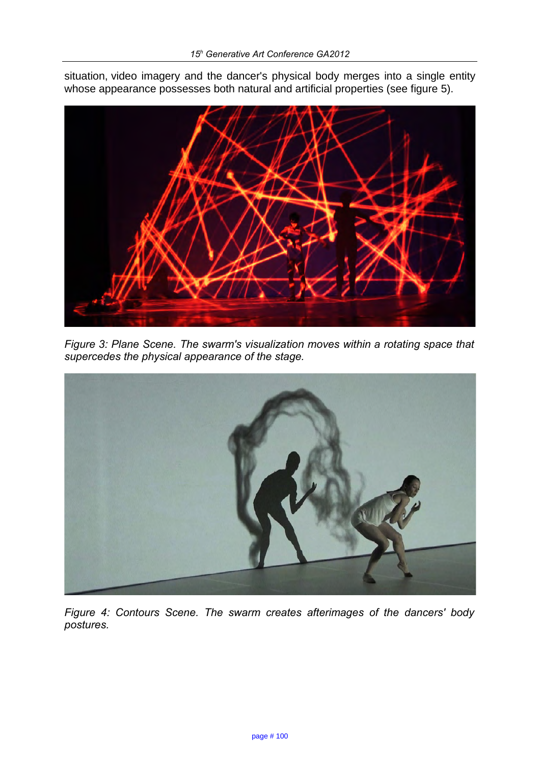situation, video imagery and the dancer's physical body merges into a single entity whose appearance possesses both natural and artificial properties (see figure 5).

*Figure 3: Plane Scene. The swarm's visualization moves within a rotating space that supercedes the physical appearance of the stage.*

*Figure 4: Contours Scene. The swarm creates afterimages of the dancers' body postures.*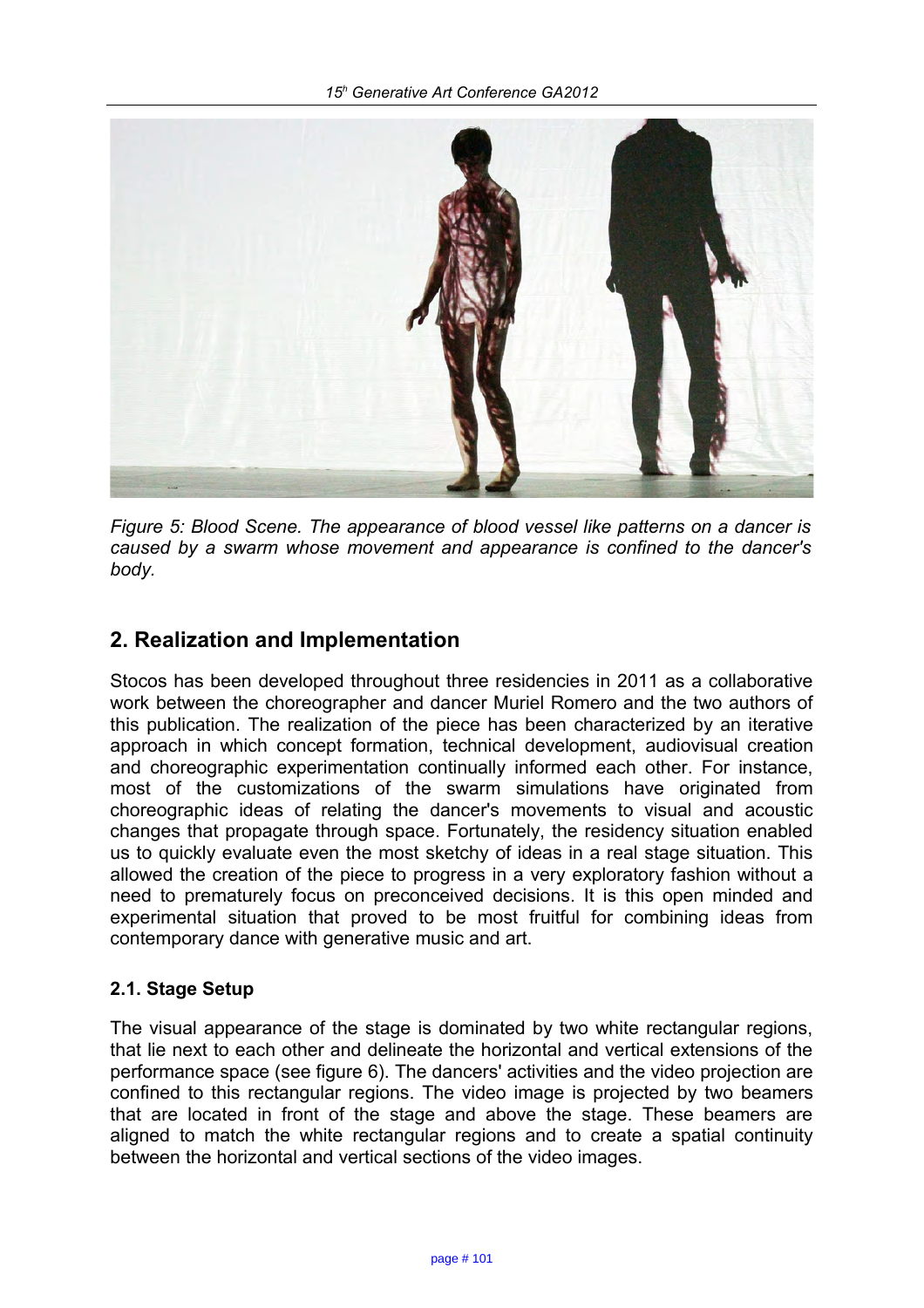*Figure 5: Blood Scene. The appearance of blood vessel like patterns on a dancer is caused by a swarm whose movement and appearance is confined to the dancer's body.*

## 2. Realization and Implementation

Stocos has been developed throughout three residencies in 2011 as a collaborative work between the choreographer and dancer Muriel Romero and the two authors of this publication. The realization of the piece has been characterized by an iterative approach in which concept formation, technical development, audiovisual creation and choreographic experimentation continually informed each other. For instance, most of the customizations of the swarm simulations have originated from choreographic ideas of relating the dancer's movements to visual and acoustic changes that propagate through space. Fortunately, the residency situation enabled us to quickly evaluate even the most sketchy of ideas in a real stage situation. This allowed the creation of the piece to progress in a very exploratory fashion without a need to prematurely focus on preconceived decisions. It is this open minded and experimental situation that proved to be most fruitful for combining ideas from contemporary dance with generative music and art.

### 2.1. Stage Setup

The visual appearance of the stage is dominated by two white rectangular regions, that lie next to each other and delineate the horizontal and vertical extensions of the performance space (see figure 6). The dancers' activities and the video projection are confined to this rectangular regions. The video image is projected by two beamers that are located in front of the stage and above the stage. These beamers are aligned to match the white rectangular regions and to create a spatial continuity between the horizontal and vertical sections of the video images.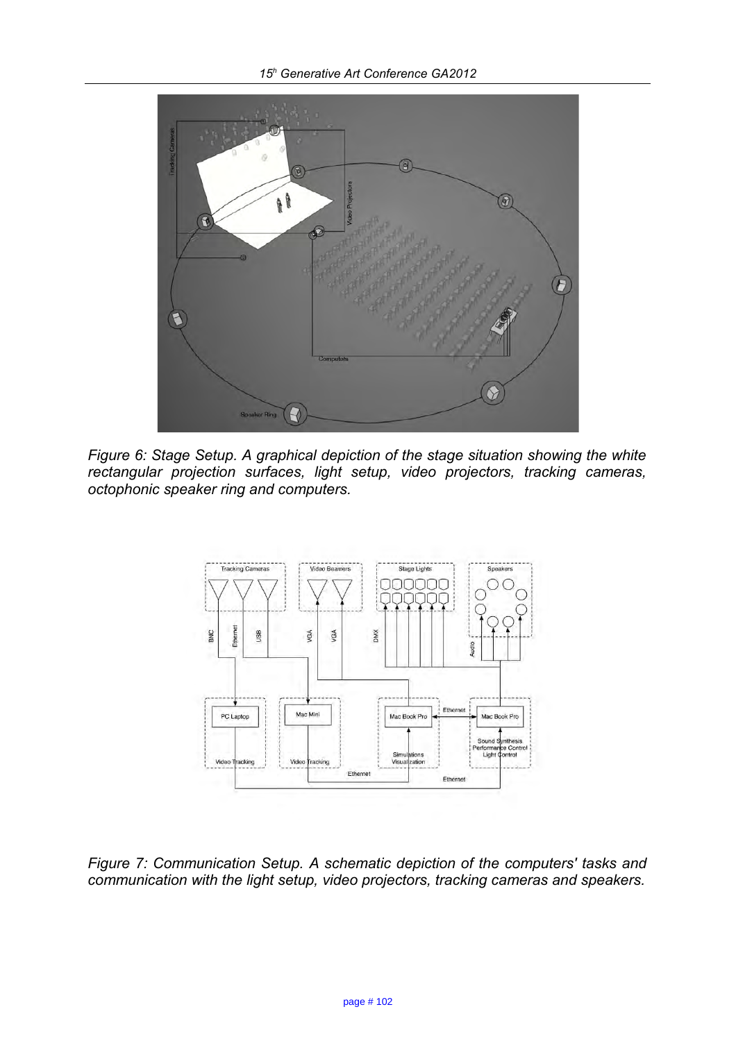Tracking Cameras

Video Projectors

Computers

Speaker Ring

*Figure 6: Stage Setup. A graphical depiction of the stage situation showing the white rectangular projection surfaces, light setup, video projectors, tracking cameras, octophonic speaker ring and computers.*

Tracking Cameras

Video Beamers

Stage Lights

Speakers

BNC

Ethernet

USB

VGA

VGA

DMX

Audio

PC Laptop

Video Tracking

Mac Mini

Video Tracking

Mac Book Pro

Simulations Visualization

Ethernet

Mac Book Pro

Sound Synthesis Performance Control Light Control

Ethernet

Ethernet

*Figure 7: Communication Setup. A schematic depiction of the computers' tasks and communication with the light setup, video projectors, tracking cameras and speakers.*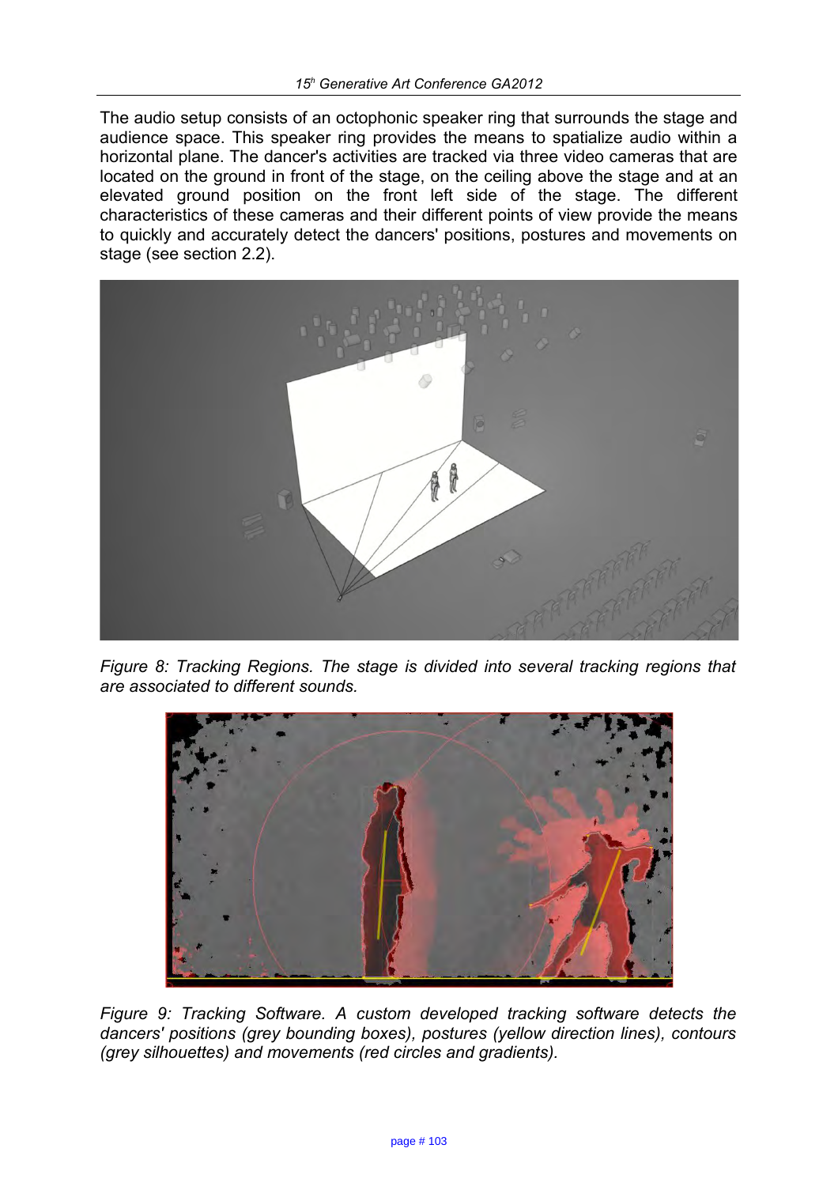The audio setup consists of an octophonic speaker ring that surrounds the stage and audience space. This speaker ring provides the means to spatialize audio within a horizontal plane. The dancer's activities are tracked via three video cameras that are located on the ground in front of the stage, on the ceiling above the stage and at an elevated ground position on the front left side of the stage. The different characteristics of these cameras and their different points of view provide the means to quickly and accurately detect the dancers' positions, postures and movements on stage (see section 2.2).

*Figure 8: Tracking Regions. The stage is divided into several tracking regions that are associated to different sounds.*

*Figure 9: Tracking Software. A custom developed tracking software detects the dancers' positions (grey bounding boxes), postures (yellow direction lines), contours (grey silhouettes) and movements (red circles and gradients).*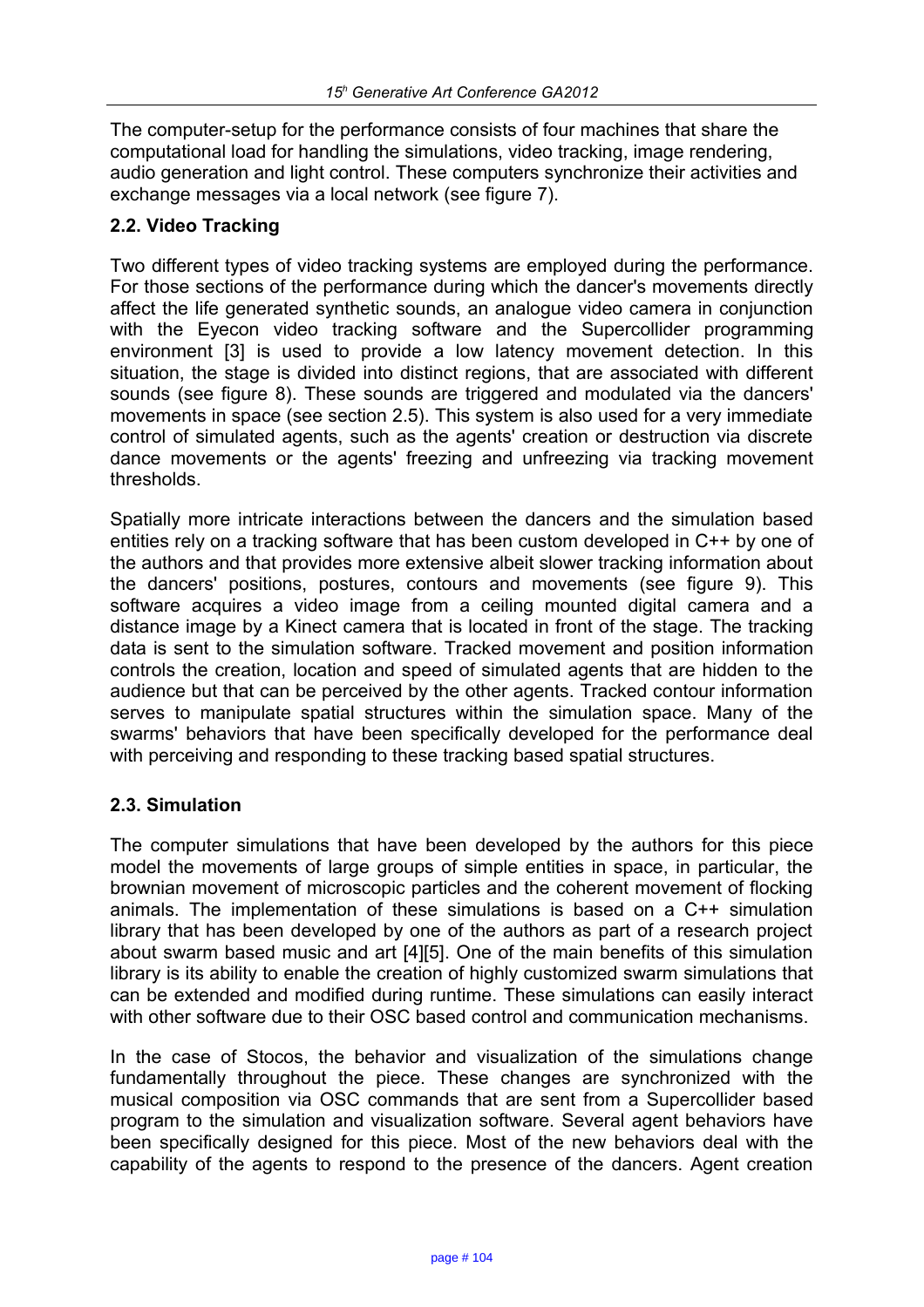The computer-setup for the performance consists of four machines that share the computational load for handling the simulations, video tracking, image rendering, audio generation and light control. These computers synchronize their activities and exchange messages via a local network (see figure 7).

### 2.2. Video Tracking

Two different types of video tracking systems are employed during the performance. For those sections of the performance during which the dancer's movements directly affect the life generated synthetic sounds, an analogue video camera in conjunction with the Eyecon video tracking software and the Supercollider programming environment [3] is used to provide a low latency movement detection. In this situation, the stage is divided into distinct regions, that are associated with different sounds (see figure 8). These sounds are triggered and modulated via the dancers' movements in space (see section 2.5). This system is also used for a very immediate control of simulated agents, such as the agents' creation or destruction via discrete dance movements or the agents' freezing and unfreezing via tracking movement thresholds.

Spatially more intricate interactions between the dancers and the simulation based entities rely on a tracking software that has been custom developed in C++ by one of the authors and that provides more extensive albeit slower tracking information about the dancers' positions, postures, contours and movements (see figure 9). This software acquires a video image from a ceiling mounted digital camera and a distance image by a Kinect camera that is located in front of the stage. The tracking data is sent to the simulation software. Tracked movement and position information controls the creation, location and speed of simulated agents that are hidden to the audience but that can be perceived by the other agents. Tracked contour information serves to manipulate spatial structures within the simulation space. Many of the swarms' behaviors that have been specifically developed for the performance deal with perceiving and responding to these tracking based spatial structures.

### 2.3. Simulation

The computer simulations that have been developed by the authors for this piece model the movements of large groups of simple entities in space, in particular, the brownian movement of microscopic particles and the coherent movement of flocking animals. The implementation of these simulations is based on a C++ simulation library that has been developed by one of the authors as part of a research project about swarm based music and art [4][5]. One of the main benefits of this simulation library is its ability to enable the creation of highly customized swarm simulations that can be extended and modified during runtime. These simulations can easily interact with other software due to their OSC based control and communication mechanisms.

In the case of Stocos, the behavior and visualization of the simulations change fundamentally throughout the piece. These changes are synchronized with the musical composition via OSC commands that are sent from a Supercollider based program to the simulation and visualization software. Several agent behaviors have been specifically designed for this piece. Most of the new behaviors deal with the capability of the agents to respond to the presence of the dancers. Agent creation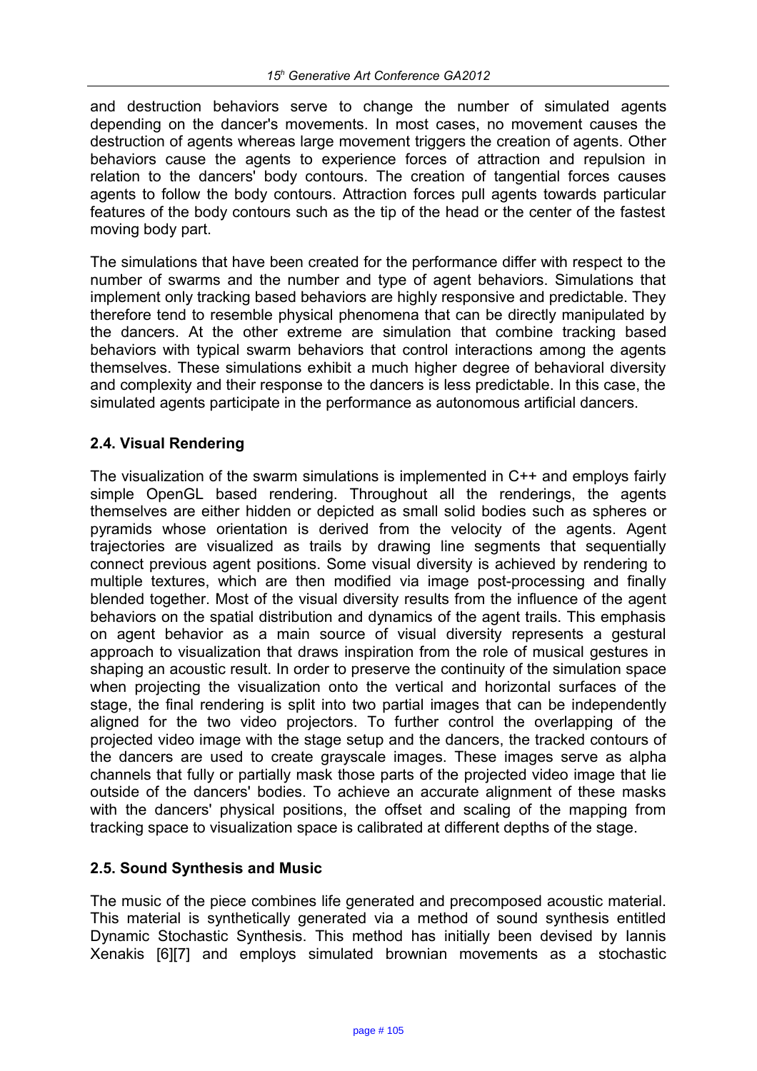and destruction behaviors serve to change the number of simulated agents depending on the dancer's movements. In most cases, no movement causes the destruction of agents whereas large movement triggers the creation of agents. Other behaviors cause the agents to experience forces of attraction and repulsion in relation to the dancers' body contours. The creation of tangential forces causes agents to follow the body contours. Attraction forces pull agents towards particular features of the body contours such as the tip of the head or the center of the fastest moving body part.

The simulations that have been created for the performance differ with respect to the number of swarms and the number and type of agent behaviors. Simulations that implement only tracking based behaviors are highly responsive and predictable. They therefore tend to resemble physical phenomena that can be directly manipulated by the dancers. At the other extreme are simulation that combine tracking based behaviors with typical swarm behaviors that control interactions among the agents themselves. These simulations exhibit a much higher degree of behavioral diversity and complexity and their response to the dancers is less predictable. In this case, the simulated agents participate in the performance as autonomous artificial dancers.

### 2.4. Visual Rendering

The visualization of the swarm simulations is implemented in C++ and employs fairly simple OpenGL based rendering. Throughout all the renderings, the agents themselves are either hidden or depicted as small solid bodies such as spheres or pyramids whose orientation is derived from the velocity of the agents. Agent trajectories are visualized as trails by drawing line segments that sequentially connect previous agent positions. Some visual diversity is achieved by rendering to multiple textures, which are then modified via image post-processing and finally blended together. Most of the visual diversity results from the influence of the agent behaviors on the spatial distribution and dynamics of the agent trails. This emphasis on agent behavior as a main source of visual diversity represents a gestural approach to visualization that draws inspiration from the role of musical gestures in shaping an acoustic result. In order to preserve the continuity of the simulation space when projecting the visualization onto the vertical and horizontal surfaces of the stage, the final rendering is split into two partial images that can be independently aligned for the two video projectors. To further control the overlapping of the projected video image with the stage setup and the dancers, the tracked contours of the dancers are used to create grayscale images. These images serve as alpha channels that fully or partially mask those parts of the projected video image that lie outside of the dancers' bodies. To achieve an accurate alignment of these masks with the dancers' physical positions, the offset and scaling of the mapping from tracking space to visualization space is calibrated at different depths of the stage.

### 2.5. Sound Synthesis and Music

The music of the piece combines life generated and precomposed acoustic material. This material is synthetically generated via a method of sound synthesis entitled Dynamic Stochastic Synthesis. This method has initially been devised by Iannis Xenakis [6][7] and employs simulated brownian movements as a stochastic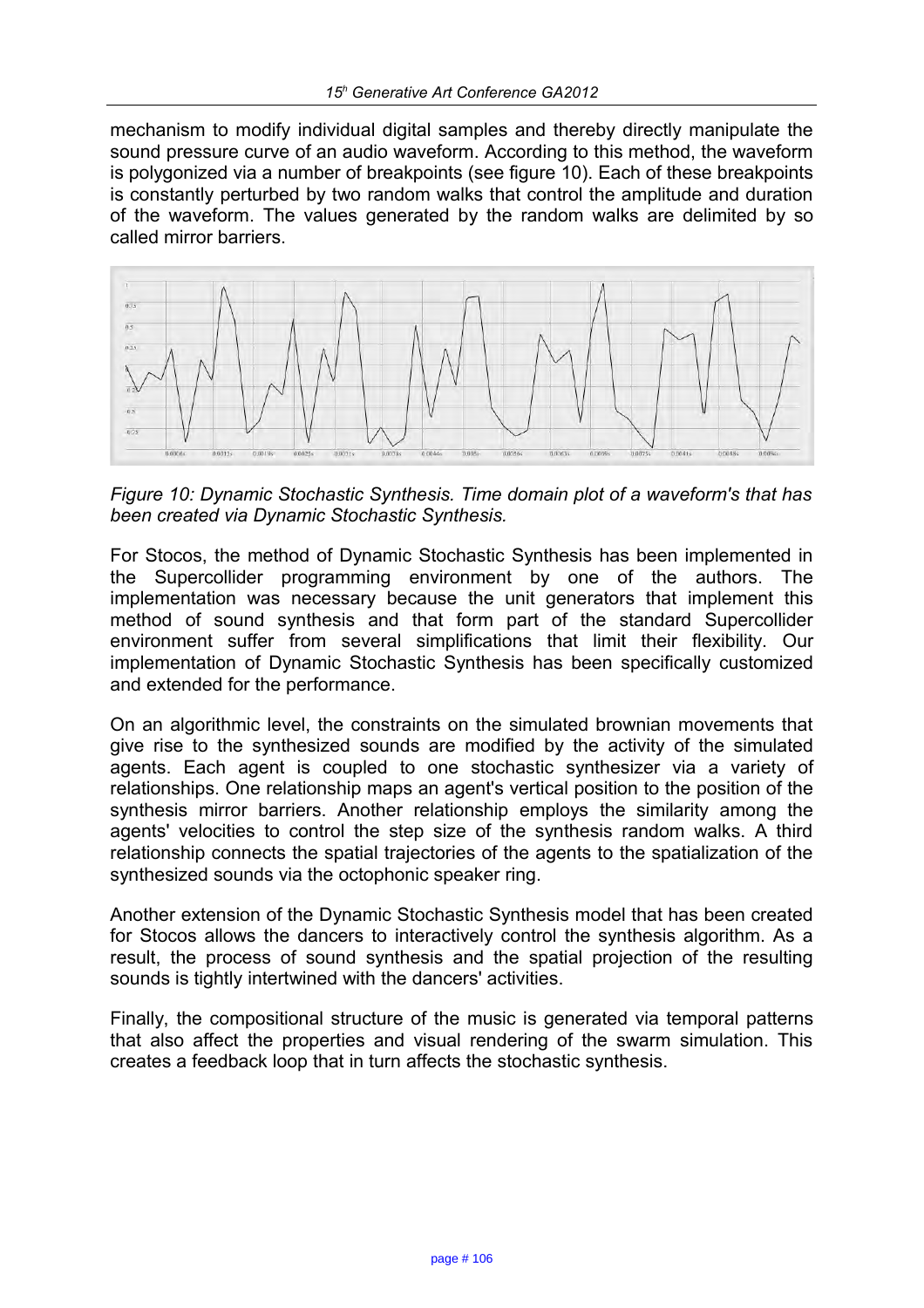mechanism to modify individual digital samples and thereby directly manipulate the sound pressure curve of an audio waveform. According to this method, the waveform is polygonized via a number of breakpoints (see figure 10). Each of these breakpoints is constantly perturbed by two random walks that control the amplitude and duration of the waveform. The values generated by the random walks are delimited by so called mirror barriers.

*Figure 10: Dynamic Stochastic Synthesis. Time domain plot of a waveform's that has been created via Dynamic Stochastic Synthesis.*

For Stocos, the method of Dynamic Stochastic Synthesis has been implemented in the Supercollider programming environment by one of the authors. The implementation was necessary because the unit generators that implement this method of sound synthesis and that form part of the standard Supercollider environment suffer from several simplifications that limit their flexibility. Our implementation of Dynamic Stochastic Synthesis has been specifically customized and extended for the performance.

On an algorithmic level, the constraints on the simulated brownian movements that give rise to the synthesized sounds are modified by the activity of the simulated agents. Each agent is coupled to one stochastic synthesizer via a variety of relationships. One relationship maps an agent's vertical position to the position of the synthesis mirror barriers. Another relationship employs the similarity among the agents' velocities to control the step size of the synthesis random walks. A third relationship connects the spatial trajectories of the agents to the spatialization of the synthesized sounds via the octophonic speaker ring.

Another extension of the Dynamic Stochastic Synthesis model that has been created for Stocos allows the dancers to interactively control the synthesis algorithm. As a result, the process of sound synthesis and the spatial projection of the resulting sounds is tightly intertwined with the dancers' activities.

Finally, the compositional structure of the music is generated via temporal patterns that also affect the properties and visual rendering of the swarm simulation. This creates a feedback loop that in turn affects the stochastic synthesis.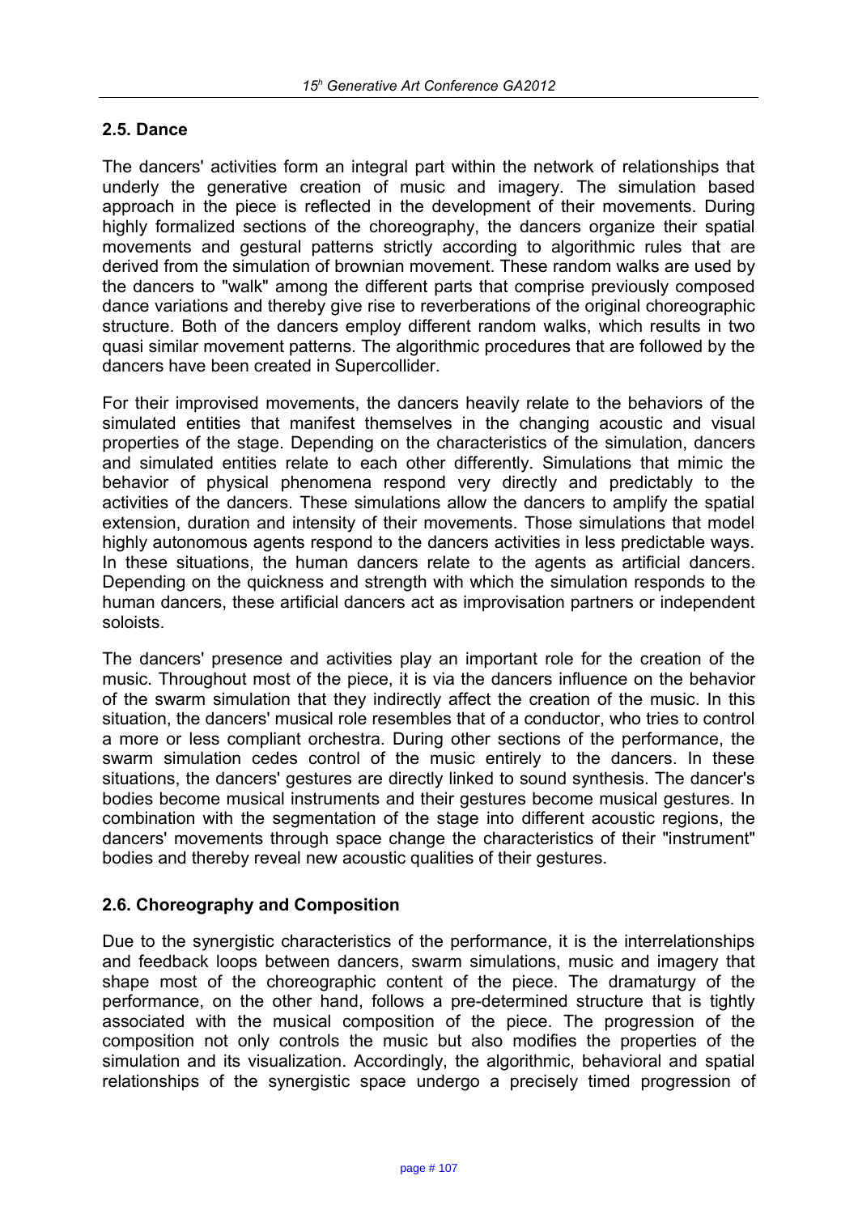## 2.5. Dance

The dancers' activities form an integral part within the network of relationships that underly the generative creation of music and imagery. The simulation based approach in the piece is reflected in the development of their movements. During highly formalized sections of the choreography, the dancers organize their spatial movements and gestural patterns strictly according to algorithmic rules that are derived from the simulation of brownian movement. These random walks are used by the dancers to "walk" among the different parts that comprise previously composed dance variations and thereby give rise to reverberations of the original choreographic structure. Both of the dancers employ different random walks, which results in two quasi similar movement patterns. The algorithmic procedures that are followed by the dancers have been created in Supercollider.

For their improvised movements, the dancers heavily relate to the behaviors of the simulated entities that manifest themselves in the changing acoustic and visual properties of the stage. Depending on the characteristics of the simulation, dancers and simulated entities relate to each other differently. Simulations that mimic the behavior of physical phenomena respond very directly and predictably to the activities of the dancers. These simulations allow the dancers to amplify the spatial extension, duration and intensity of their movements. Those simulations that model highly autonomous agents respond to the dancers activities in less predictable ways. In these situations, the human dancers relate to the agents as artificial dancers. Depending on the quickness and strength with which the simulation responds to the human dancers, these artificial dancers act as improvisation partners or independent soloists.

The dancers' presence and activities play an important role for the creation of the music. Throughout most of the piece, it is via the dancers influence on the behavior of the swarm simulation that they indirectly affect the creation of the music. In this situation, the dancers' musical role resembles that of a conductor, who tries to control a more or less compliant orchestra. During other sections of the performance, the swarm simulation cedes control of the music entirely to the dancers. In these situations, the dancers' gestures are directly linked to sound synthesis. The dancer's bodies become musical instruments and their gestures become musical gestures. In combination with the segmentation of the stage into different acoustic regions, the dancers' movements through space change the characteristics of their "instrument" bodies and thereby reveal new acoustic qualities of their gestures.

## 2.6. Choreography and Composition

Due to the synergistic characteristics of the performance, it is the interrelationships and feedback loops between dancers, swarm simulations, music and imagery that shape most of the choreographic content of the piece. The dramaturgy of the performance, on the other hand, follows a pre-determined structure that is tightly associated with the musical composition of the piece. The progression of the composition not only controls the music but also modifies the properties of the simulation and its visualization. Accordingly, the algorithmic, behavioral and spatial relationships of the synergistic space undergo a precisely timed progression of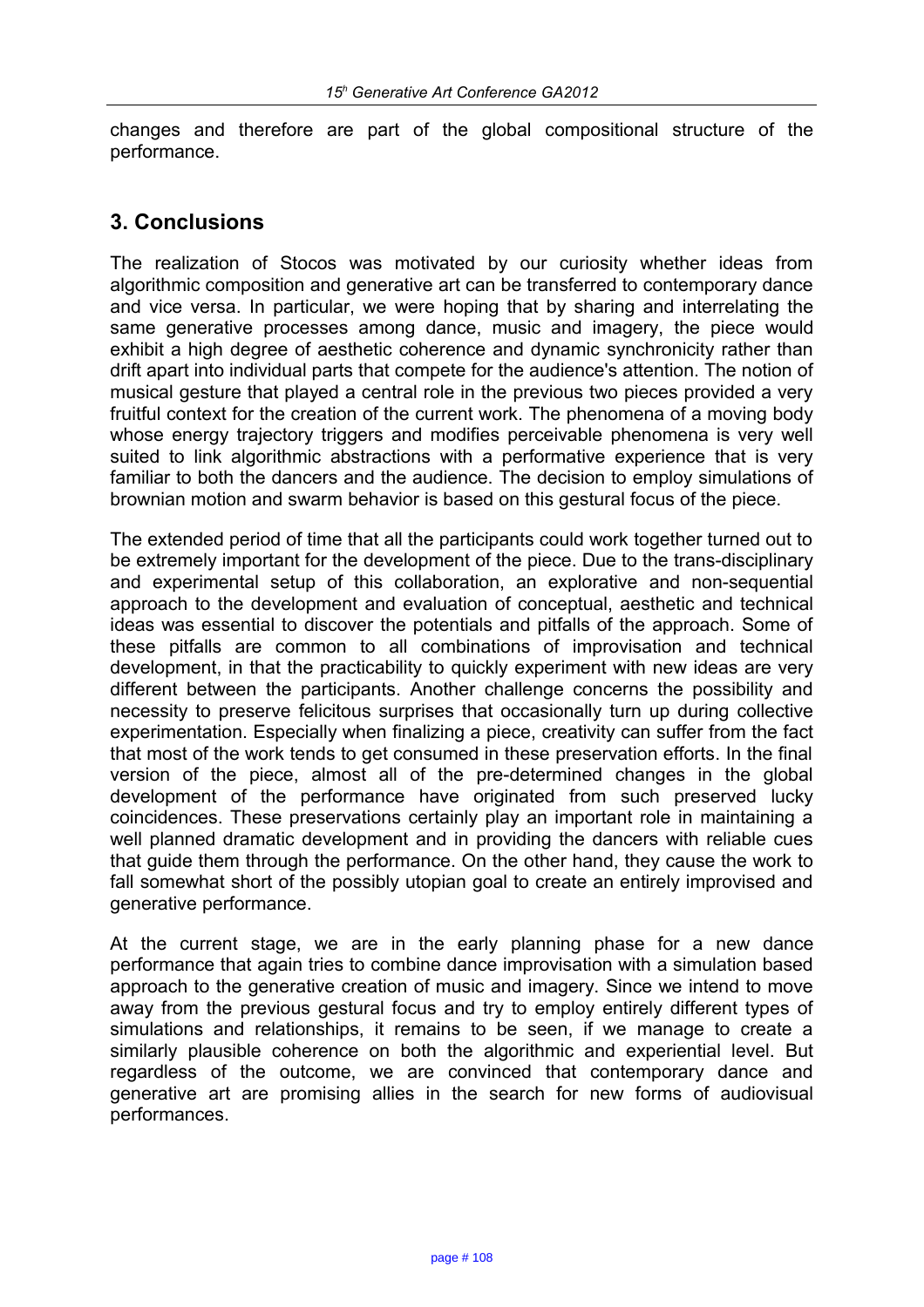changes and therefore are part of the global compositional structure of the performance.

## 3. Conclusions

The realization of Stocos was motivated by our curiosity whether ideas from algorithmic composition and generative art can be transferred to contemporary dance and vice versa. In particular, we were hoping that by sharing and interrelating the same generative processes among dance, music and imagery, the piece would exhibit a high degree of aesthetic coherence and dynamic synchronicity rather than drift apart into individual parts that compete for the audience's attention. The notion of musical gesture that played a central role in the previous two pieces provided a very fruitful context for the creation of the current work. The phenomena of a moving body whose energy trajectory triggers and modifies perceivable phenomena is very well suited to link algorithmic abstractions with a performative experience that is very familiar to both the dancers and the audience. The decision to employ simulations of brownian motion and swarm behavior is based on this gestural focus of the piece.

The extended period of time that all the participants could work together turned out to be extremely important for the development of the piece. Due to the trans-disciplinary and experimental setup of this collaboration, an explorative and non-sequential approach to the development and evaluation of conceptual, aesthetic and technical ideas was essential to discover the potentials and pitfalls of the approach. Some of these pitfalls are common to all combinations of improvisation and technical development, in that the practicability to quickly experiment with new ideas are very different between the participants. Another challenge concerns the possibility and necessity to preserve felicitous surprises that occasionally turn up during collective experimentation. Especially when finalizing a piece, creativity can suffer from the fact that most of the work tends to get consumed in these preservation efforts. In the final version of the piece, almost all of the pre-determined changes in the global development of the performance have originated from such preserved lucky coincidences. These preservations certainly play an important role in maintaining a well planned dramatic development and in providing the dancers with reliable cues that guide them through the performance. On the other hand, they cause the work to fall somewhat short of the possibly utopian goal to create an entirely improvised and generative performance.

At the current stage, we are in the early planning phase for a new dance performance that again tries to combine dance improvisation with a simulation based approach to the generative creation of music and imagery. Since we intend to move away from the previous gestural focus and try to employ entirely different types of simulations and relationships, it remains to be seen, if we manage to create a similarly plausible coherence on both the algorithmic and experiential level. But regardless of the outcome, we are convinced that contemporary dance and generative art are promising allies in the search for new forms of audiovisual performances.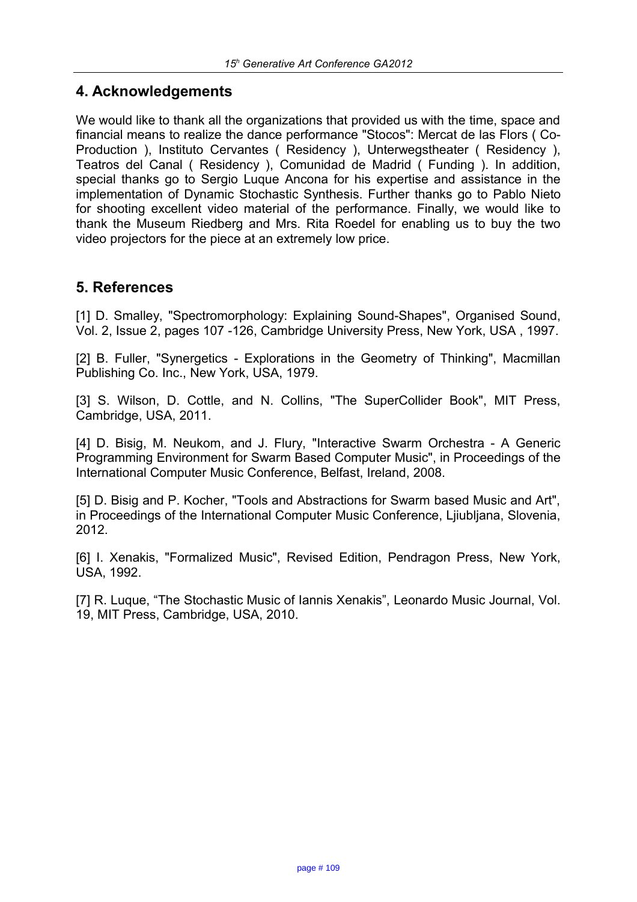## 4. Acknowledgements

We would like to thank all the organizations that provided us with the time, space and financial means to realize the dance performance "Stocos": Mercat de las Flors ( Co-Production ), Instituto Cervantes ( Residency ), Unterwegstheater ( Residency ), Teatros del Canal ( Residency ), Comunidad de Madrid ( Funding ). In addition, special thanks go to Sergio Luque Ancona for his expertise and assistance in the implementation of Dynamic Stochastic Synthesis. Further thanks go to Pablo Nieto for shooting excellent video material of the performance. Finally, we would like to thank the Museum Riedberg and Mrs. Rita Roedel for enabling us to buy the two video projectors for the piece at an extremely low price.

## 5. References

[1] D. Smalley, "Spectromorphology: Explaining Sound-Shapes", Organised Sound, Vol. 2, Issue 2, pages 107 -126, Cambridge University Press, New York, USA , 1997.

[2] B. Fuller, "Synergetics - Explorations in the Geometry of Thinking", Macmillan Publishing Co. Inc., New York, USA, 1979.

[3] S. Wilson, D. Cottle, and N. Collins, "The SuperCollider Book", MIT Press, Cambridge, USA, 2011.

[4] D. Bisig, M. Neukom, and J. Flury, "Interactive Swarm Orchestra - A Generic Programming Environment for Swarm Based Computer Music", in Proceedings of the International Computer Music Conference, Belfast, Ireland, 2008.

[5] D. Bisig and P. Kocher, "Tools and Abstractions for Swarm based Music and Art", in Proceedings of the International Computer Music Conference, Ljiubljana, Slovenia, 2012.

[6] I. Xenakis, "Formalized Music", Revised Edition, Pendragon Press, New York, USA, 1992.

[7] R. Luque, “The Stochastic Music of Iannis Xenakis”, Leonardo Music Journal, Vol. 19, MIT Press, Cambridge, USA, 2010.